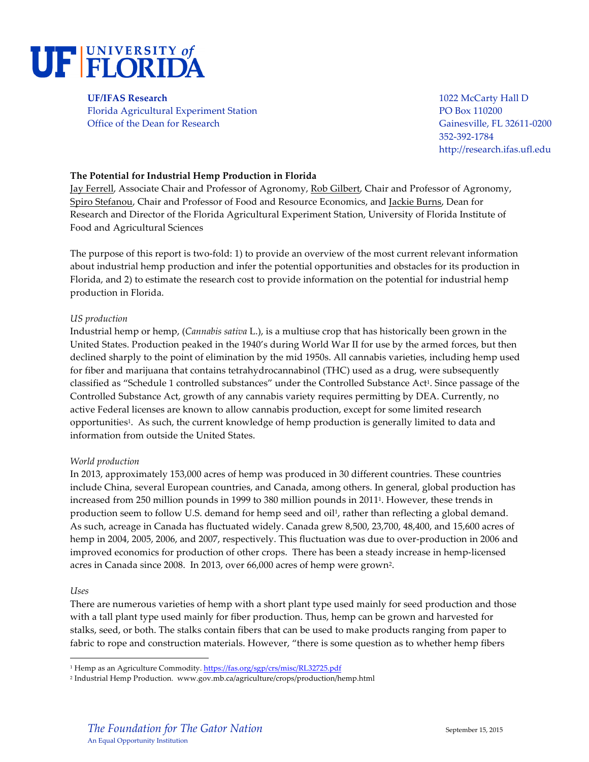**UF/IFAS Research**
Florida Agricultural Experiment Station
Office of the Dean for Research

1022 McCarty Hall D
PO Box 110200
Gainesville, FL 32611-0200
352-392-1784
http://research.ifas.ufl.edu

## The Potential for Industrial Hemp Production in Florida

Jay Ferrell, Associate Chair and Professor of Agronomy, Rob Gilbert, Chair and Professor of Agronomy, Spiro Stefanou, Chair and Professor of Food and Resource Economics, and Jackie Burns, Dean for Research and Director of the Florida Agricultural Experiment Station, University of Florida Institute of Food and Agricultural Sciences

The purpose of this report is two-fold: 1) to provide an overview of the most current relevant information about industrial hemp production and infer the potential opportunities and obstacles for its production in Florida, and 2) to estimate the research cost to provide information on the potential for industrial hemp production in Florida.

*US production*

Industrial hemp or hemp, (*Cannabis sativa* L.), is a multiuse crop that has historically been grown in the United States. Production peaked in the 1940's during World War II for use by the armed forces, but then declined sharply to the point of elimination by the mid 1950s. All cannabis varieties, including hemp used for fiber and marijuana that contains tetrahydrocannabinol (THC) used as a drug, were subsequently classified as "Schedule 1 controlled substances" under the Controlled Substance Act[1]. Since passage of the Controlled Substance Act, growth of any cannabis variety requires permitting by DEA. Currently, no active Federal licenses are known to allow cannabis production, except for some limited research opportunities[1]. As such, the current knowledge of hemp production is generally limited to data and information from outside the United States.

*World production*

In 2013, approximately 153,000 acres of hemp was produced in 30 different countries. These countries include China, several European countries, and Canada, among others. In general, global production has increased from 250 million pounds in 1999 to 380 million pounds in 2011[1]. However, these trends in production seem to follow U.S. demand for hemp seed and oil[1], rather than reflecting a global demand. As such, acreage in Canada has fluctuated widely. Canada grew 8,500, 23,700, 48,400, and 15,600 acres of hemp in 2004, 2005, 2006, and 2007, respectively. This fluctuation was due to over-production in 2006 and improved economics for production of other crops. There has been a steady increase in hemp-licensed acres in Canada since 2008. In 2013, over 66,000 acres of hemp were grown[2].

*Uses*

There are numerous varieties of hemp with a short plant type used mainly for seed production and those with a tall plant type used mainly for fiber production. Thus, hemp can be grown and harvested for stalks, seed, or both. The stalks contain fibers that can be used to make products ranging from paper to fabric to rope and construction materials. However, "there is some question as to whether hemp fibers

---

[1] Hemp as an Agriculture Commodity. https://fas.org/sgp/crs/misc/RL32725.pdf

[2] Industrial Hemp Production. www.gov.mb.ca/agriculture/crops/production/hemp.html

*The Foundation for The Gator Nation*
An Equal Opportunity Institution

September 15, 2015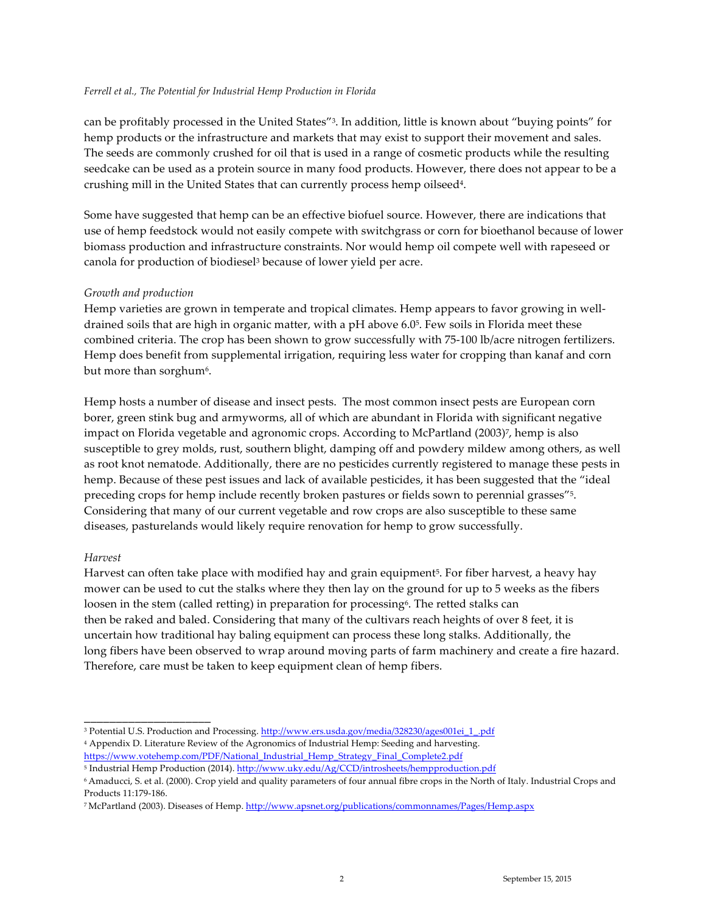can be profitably processed in the United States"[3]. In addition, little is known about "buying points" for hemp products or the infrastructure and markets that may exist to support their movement and sales. The seeds are commonly crushed for oil that is used in a range of cosmetic products while the resulting seedcake can be used as a protein source in many food products. However, there does not appear to be a crushing mill in the United States that can currently process hemp oilseed[4].

Some have suggested that hemp can be an effective biofuel source. However, there are indications that use of hemp feedstock would not easily compete with switchgrass or corn for bioethanol because of lower biomass production and infrastructure constraints. Nor would hemp oil compete well with rapeseed or canola for production of biodiesel[3] because of lower yield per acre.

*Growth and production*

Hemp varieties are grown in temperate and tropical climates. Hemp appears to favor growing in well-drained soils that are high in organic matter, with a pH above 6.0[5]. Few soils in Florida meet these combined criteria. The crop has been shown to grow successfully with 75-100 lb/acre nitrogen fertilizers. Hemp does benefit from supplemental irrigation, requiring less water for cropping than kanaf and corn but more than sorghum[6].

Hemp hosts a number of disease and insect pests. The most common insect pests are European corn borer, green stink bug and armyworms, all of which are abundant in Florida with significant negative impact on Florida vegetable and agronomic crops. According to McPartland (2003)[7], hemp is also susceptible to grey molds, rust, southern blight, damping off and powdery mildew among others, as well as root knot nematode. Additionally, there are no pesticides currently registered to manage these pests in hemp. Because of these pest issues and lack of available pesticides, it has been suggested that the "ideal preceding crops for hemp include recently broken pastures or fields sown to perennial grasses"[5]. Considering that many of our current vegetable and row crops are also susceptible to these same diseases, pasturelands would likely require renovation for hemp to grow successfully.

*Harvest*

Harvest can often take place with modified hay and grain equipment[5]. For fiber harvest, a heavy hay mower can be used to cut the stalks where they then lay on the ground for up to 5 weeks as the fibers loosen in the stem (called retting) in preparation for processing[6]. The retted stalks can then be raked and baled. Considering that many of the cultivars reach heights of over 8 feet, it is uncertain how traditional hay baling equipment can process these long stalks. Additionally, the long fibers have been observed to wrap around moving parts of farm machinery and create a fire hazard. Therefore, care must be taken to keep equipment clean of hemp fibers.

---

[3] Potential U.S. Production and Processing. http://www.ers.usda.gov/media/328230/ages001ei_1_.pdf

[4] Appendix D. Literature Review of the Agronomics of Industrial Hemp: Seeding and harvesting. https://www.votehemp.com/PDF/National_Industrial_Hemp_Strategy_Final_Complete2.pdf

[5] Industrial Hemp Production (2014). http://www.uky.edu/Ag/CCD/introsheets/hempproduction.pdf

[6] Amaducci, S. et al. (2000). Crop yield and quality parameters of four annual fibre crops in the North of Italy. Industrial Crops and Products 11:179-186.

[7] McPartland (2003). Diseases of Hemp. http://www.apsnet.org/publications/commonnames/Pages/Hemp.aspx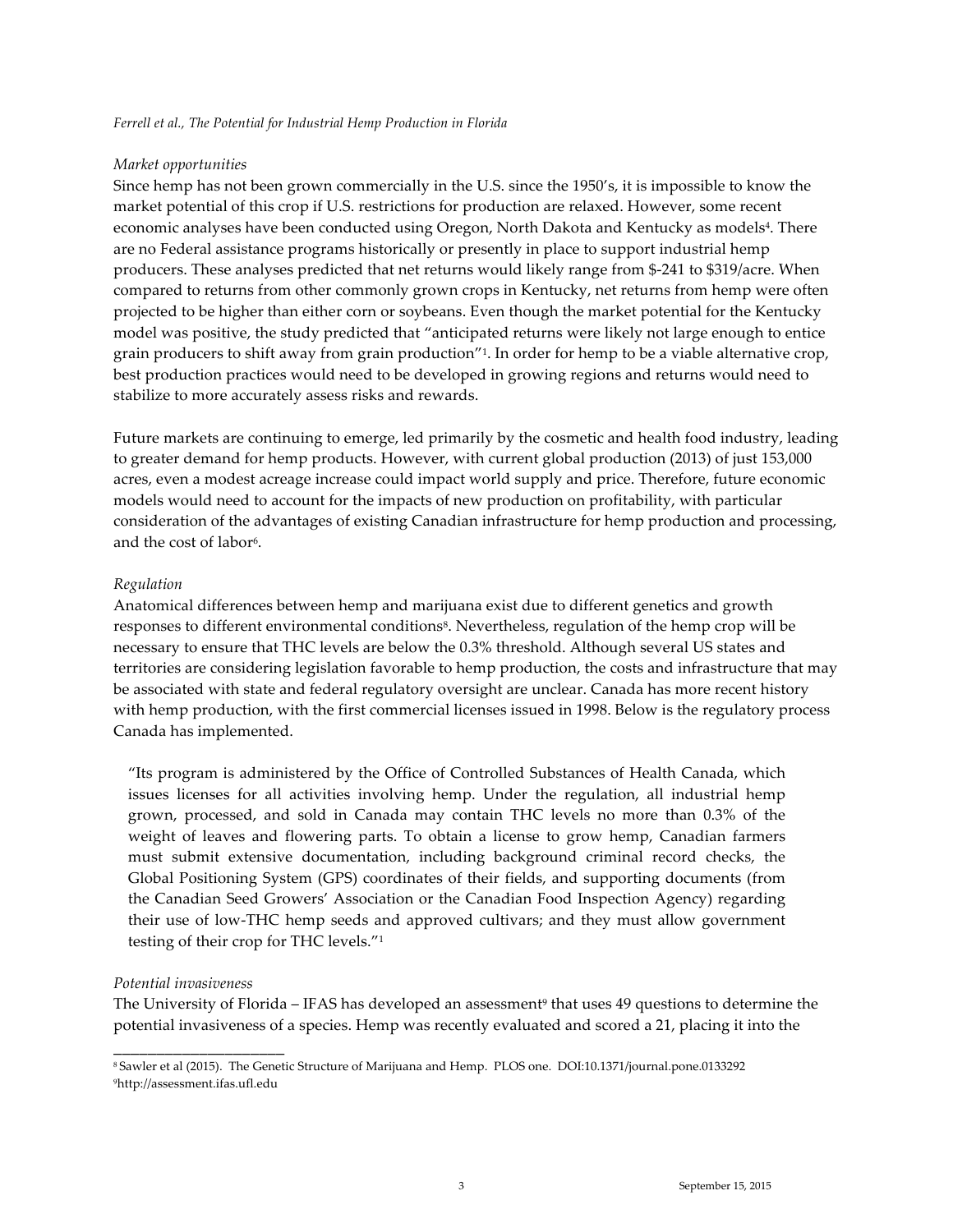*Market opportunities*

Since hemp has not been grown commercially in the U.S. since the 1950's, it is impossible to know the market potential of this crop if U.S. restrictions for production are relaxed. However, some recent economic analyses have been conducted using Oregon, North Dakota and Kentucky as models[4]. There are no Federal assistance programs historically or presently in place to support industrial hemp producers. These analyses predicted that net returns would likely range from $-241 to $319/acre. When compared to returns from other commonly grown crops in Kentucky, net returns from hemp were often projected to be higher than either corn or soybeans. Even though the market potential for the Kentucky model was positive, the study predicted that "anticipated returns were likely not large enough to entice grain producers to shift away from grain production"[1]. In order for hemp to be a viable alternative crop, best production practices would need to be developed in growing regions and returns would need to stabilize to more accurately assess risks and rewards.

Future markets are continuing to emerge, led primarily by the cosmetic and health food industry, leading to greater demand for hemp products. However, with current global production (2013) of just 153,000 acres, even a modest acreage increase could impact world supply and price. Therefore, future economic models would need to account for the impacts of new production on profitability, with particular consideration of the advantages of existing Canadian infrastructure for hemp production and processing, and the cost of labor[6].

*Regulation*

Anatomical differences between hemp and marijuana exist due to different genetics and growth responses to different environmental conditions[8]. Nevertheless, regulation of the hemp crop will be necessary to ensure that THC levels are below the 0.3% threshold. Although several US states and territories are considering legislation favorable to hemp production, the costs and infrastructure that may be associated with state and federal regulatory oversight are unclear. Canada has more recent history with hemp production, with the first commercial licenses issued in 1998. Below is the regulatory process Canada has implemented.

> "Its program is administered by the Office of Controlled Substances of Health Canada, which issues licenses for all activities involving hemp. Under the regulation, all industrial hemp grown, processed, and sold in Canada may contain THC levels no more than 0.3% of the weight of leaves and flowering parts. To obtain a license to grow hemp, Canadian farmers must submit extensive documentation, including background criminal record checks, the Global Positioning System (GPS) coordinates of their fields, and supporting documents (from the Canadian Seed Growers' Association or the Canadian Food Inspection Agency) regarding their use of low-THC hemp seeds and approved cultivars; and they must allow government testing of their crop for THC levels."[1]

*Potential invasiveness*

The University of Florida – IFAS has developed an assessment[9] that uses 49 questions to determine the potential invasiveness of a species. Hemp was recently evaluated and scored a 21, placing it into the

---

[8] Sawler et al (2015). The Genetic Structure of Marijuana and Hemp. PLOS one. DOI:10.1371/journal.pone.0133292

[9] http://assessment.ifas.ufl.edu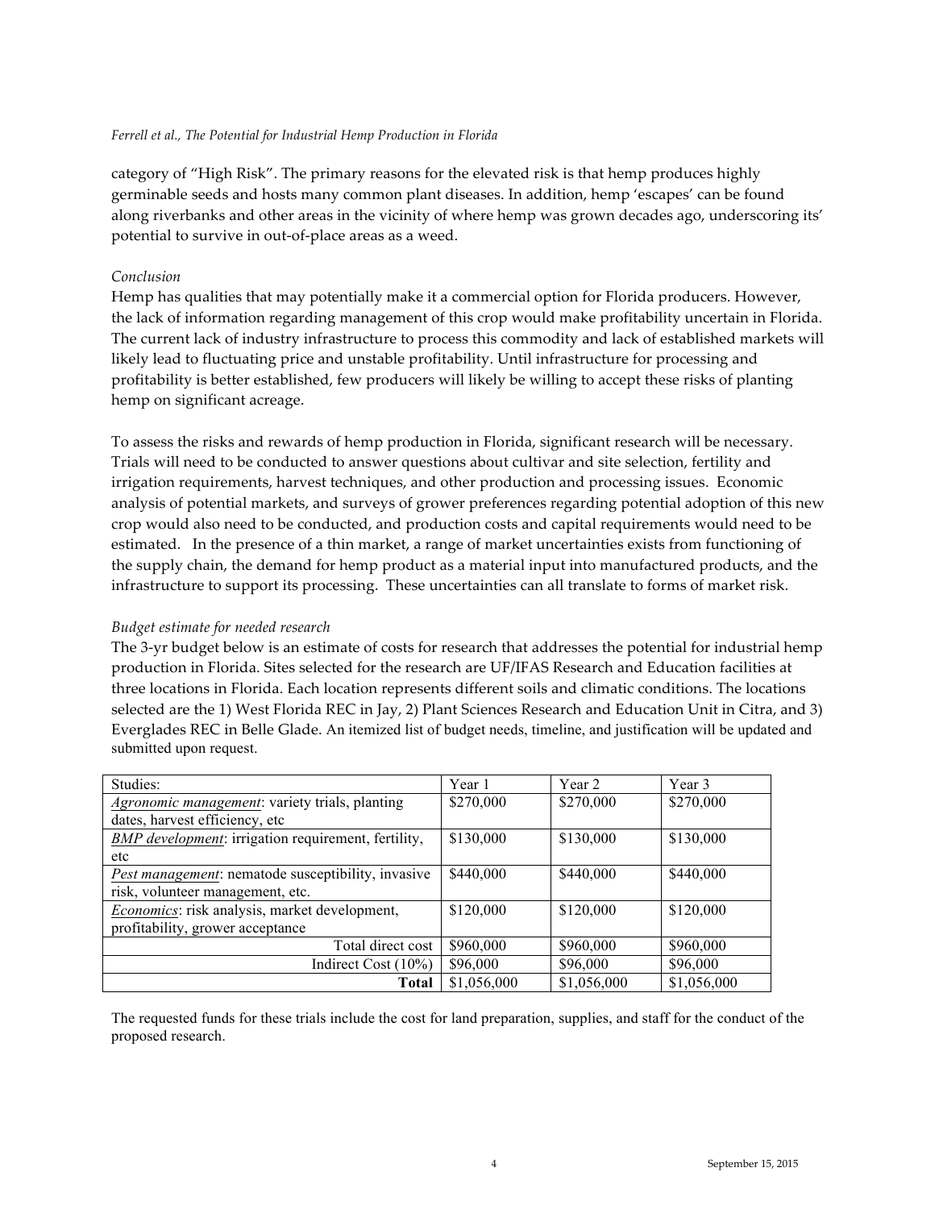category of "High Risk". The primary reasons for the elevated risk is that hemp produces highly germinable seeds and hosts many common plant diseases. In addition, hemp 'escapes' can be found along riverbanks and other areas in the vicinity of where hemp was grown decades ago, underscoring its' potential to survive in out-of-place areas as a weed.

*Conclusion*

Hemp has qualities that may potentially make it a commercial option for Florida producers. However, the lack of information regarding management of this crop would make profitability uncertain in Florida. The current lack of industry infrastructure to process this commodity and lack of established markets will likely lead to fluctuating price and unstable profitability. Until infrastructure for processing and profitability is better established, few producers will likely be willing to accept these risks of planting hemp on significant acreage.

To assess the risks and rewards of hemp production in Florida, significant research will be necessary. Trials will need to be conducted to answer questions about cultivar and site selection, fertility and irrigation requirements, harvest techniques, and other production and processing issues. Economic analysis of potential markets, and surveys of grower preferences regarding potential adoption of this new crop would also need to be conducted, and production costs and capital requirements would need to be estimated. In the presence of a thin market, a range of market uncertainties exists from functioning of the supply chain, the demand for hemp product as a material input into manufactured products, and the infrastructure to support its processing. These uncertainties can all translate to forms of market risk.

*Budget estimate for needed research*

The 3-yr budget below is an estimate of costs for research that addresses the potential for industrial hemp production in Florida. Sites selected for the research are UF/IFAS Research and Education facilities at three locations in Florida. Each location represents different soils and climatic conditions. The locations selected are the 1) West Florida REC in Jay, 2) Plant Sciences Research and Education Unit in Citra, and 3) Everglades REC in Belle Glade. An itemized list of budget needs, timeline, and justification will be updated and submitted upon request.

| Studies: | Year 1 | Year 2 | Year 3 |
|---|---|---|---|
| *Agronomic management*: variety trials, planting dates, harvest efficiency, etc | $270,000 | $270,000 | $270,000 |
| *BMP development*: irrigation requirement, fertility, etc | $130,000 | $130,000 | $130,000 |
| *Pest management*: nematode susceptibility, invasive risk, volunteer management, etc. | $440,000 | $440,000 | $440,000 |
| *Economics*: risk analysis, market development, profitability, grower acceptance | $120,000 | $120,000 | $120,000 |
| Total direct cost | $960,000 | $960,000 | $960,000 |
| Indirect Cost (10%) | $96,000 | $96,000 | $96,000 |
| **Total** | $1,056,000 | $1,056,000 | $1,056,000 |

The requested funds for these trials include the cost for land preparation, supplies, and staff for the conduct of the proposed research.